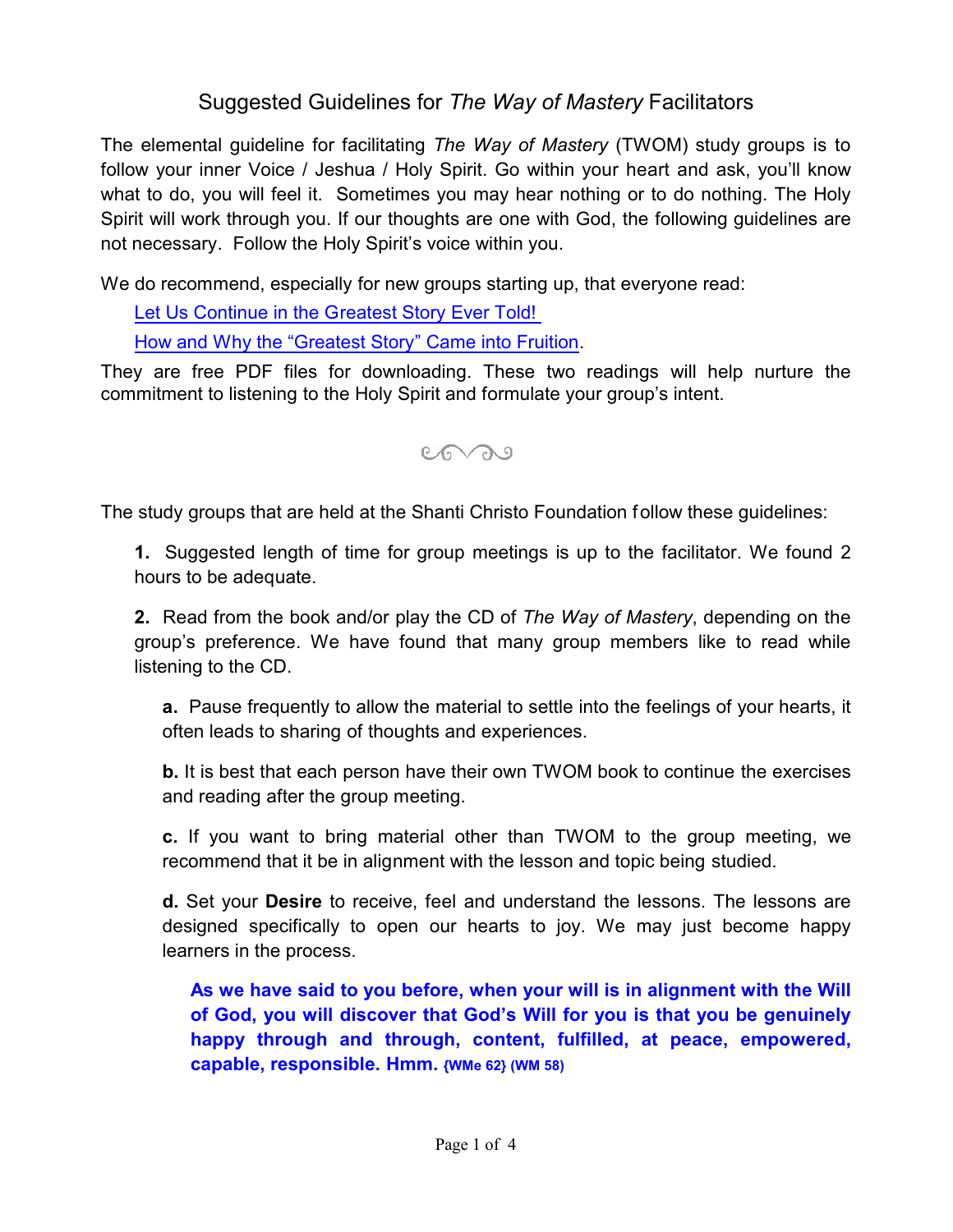# Suggested Guidelines for *The Way of Mastery* Facilitators

The elemental guideline for facilitating *The Way of Mastery* (TWOM) study groups is to follow your inner Voice / Jeshua / Holy Spirit. Go within your heart and ask, you'll know what to do, you will feel it. Sometimes you may hear nothing or to do nothing. The Holy Spirit will work through you. If our thoughts are one with God, the following guidelines are not necessary. Follow the Holy Spirit's voice within you.

We do recommend, especially for new groups starting up, that everyone read:

Let Us Continue in the Greatest Story Ever Told!

How and Why the "Greatest Story" Came into Fruition.

They are free PDF files for downloading. These two readings will help nurture the commitment to listening to the Holy Spirit and formulate your group's intent.

The study groups that are held at the Shanti Christo Foundation follow these guidelines:

**1.** Suggested length of time for group meetings is up to the facilitator. We found 2 hours to be adequate.

**2.** Read from the book and/or play the CD of *The Way of Mastery*, depending on the group's preference. We have found that many group members like to read while listening to the CD.

**a.** Pause frequently to allow the material to settle into the feelings of your hearts, it often leads to sharing of thoughts and experiences.

**b.** It is best that each person have their own TWOM book to continue the exercises and reading after the group meeting.

**c.** If you want to bring material other than TWOM to the group meeting, we recommend that it be in alignment with the lesson and topic being studied.

**d.** Set your **Desire** to receive, feel and understand the lessons. The lessons are designed specifically to open our hearts to joy. We may just become happy learners in the process.

> **As we have said to you before, when your will is in alignment with the Will of God, you will discover that God's Will for you is that you be genuinely happy through and through, content, fulfilled, at peace, empowered, capable, responsible. Hmm. {WMe 62} (WM 58)**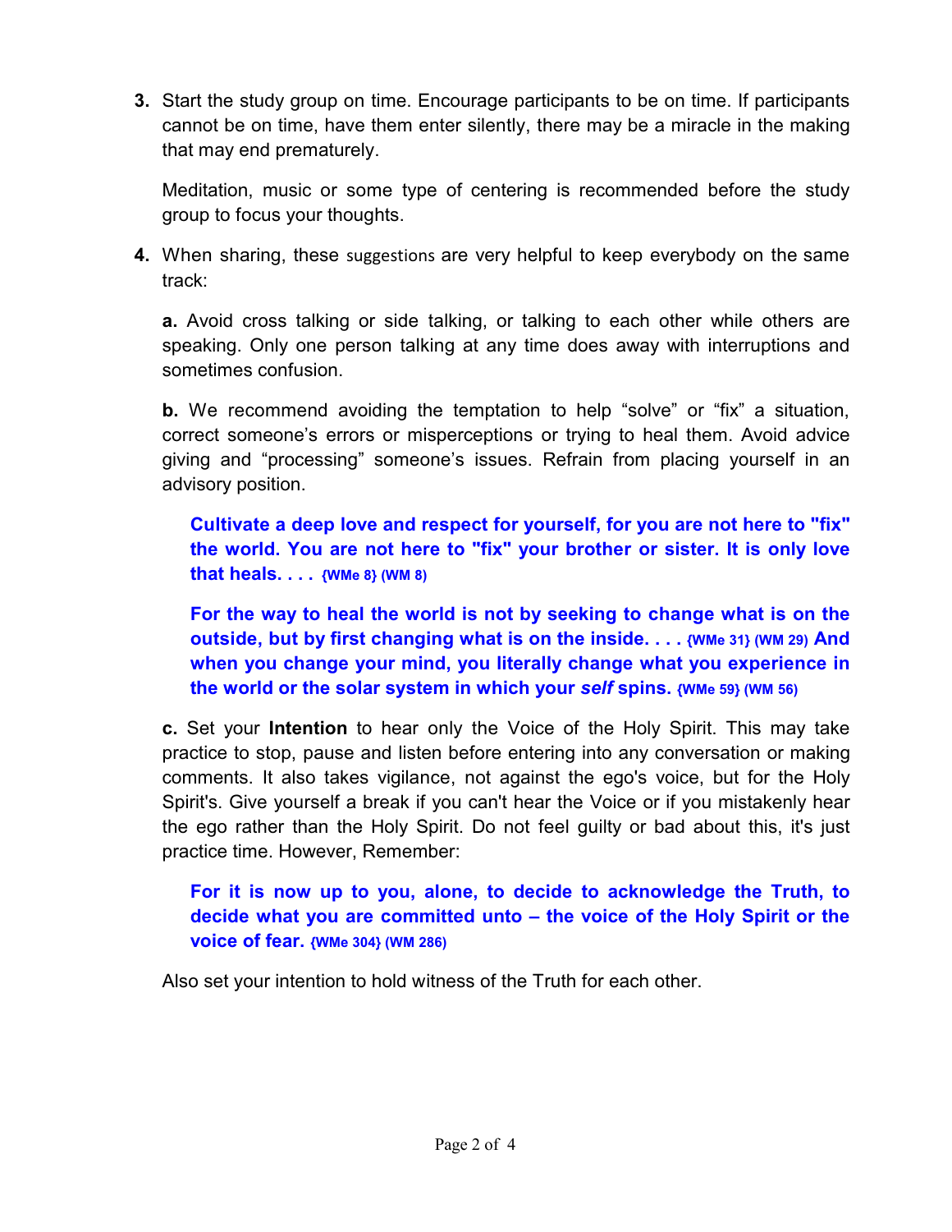3. Start the study group on time. Encourage participants to be on time. If participants cannot be on time, have them enter silently, there may be a miracle in the making that may end prematurely.

   Meditation, music or some type of centering is recommended before the study group to focus your thoughts.

4. When sharing, these suggestions are very helpful to keep everybody on the same track:

   **a.** Avoid cross talking or side talking, or talking to each other while others are speaking. Only one person talking at any time does away with interruptions and sometimes confusion.

   **b.** We recommend avoiding the temptation to help "solve" or "fix" a situation, correct someone's errors or misperceptions or trying to heal them. Avoid advice giving and "processing" someone's issues. Refrain from placing yourself in an advisory position.

   > **Cultivate a deep love and respect for yourself, for you are not here to "fix" the world. You are not here to "fix" your brother or sister. It is only love that heals. . . .** {WMe 8} (WM 8)

   > **For the way to heal the world is not by seeking to change what is on the outside, but by first changing what is on the inside. . . .** {WMe 31} (WM 29) **And when you change your mind, you literally change what you experience in the world or the solar system in which your *self* spins.** {WMe 59} (WM 56)

   **c.** Set your **Intention** to hear only the Voice of the Holy Spirit. This may take practice to stop, pause and listen before entering into any conversation or making comments. It also takes vigilance, not against the ego's voice, but for the Holy Spirit's. Give yourself a break if you can't hear the Voice or if you mistakenly hear the ego rather than the Holy Spirit. Do not feel guilty or bad about this, it's just practice time. However, Remember:

   > **For it is now up to you, alone, to decide to acknowledge the Truth, to decide what you are committed unto – the voice of the Holy Spirit or the voice of fear.** {WMe 304} (WM 286)

   Also set your intention to hold witness of the Truth for each other.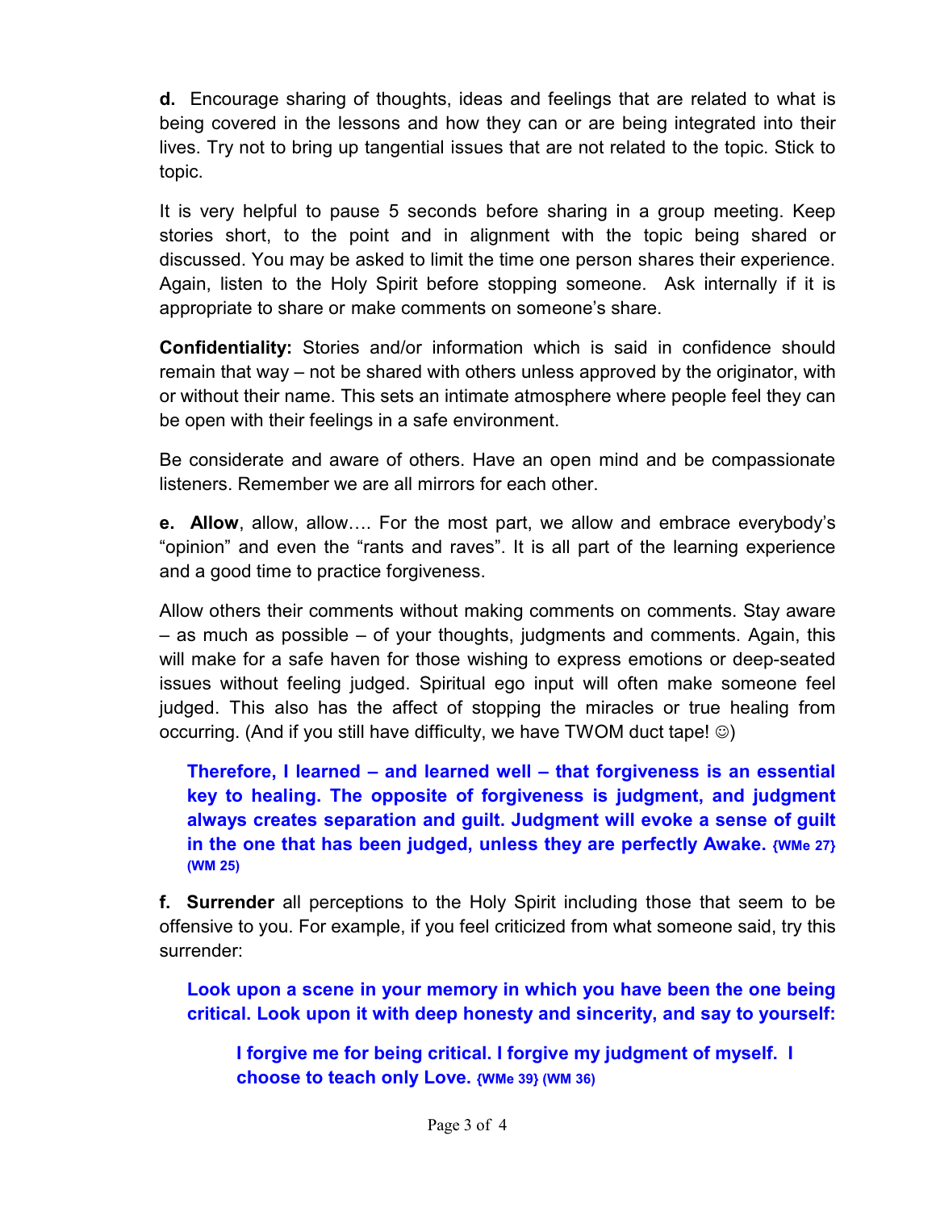**d.** Encourage sharing of thoughts, ideas and feelings that are related to what is being covered in the lessons and how they can or are being integrated into their lives. Try not to bring up tangential issues that are not related to the topic. Stick to topic.

It is very helpful to pause 5 seconds before sharing in a group meeting. Keep stories short, to the point and in alignment with the topic being shared or discussed. You may be asked to limit the time one person shares their experience. Again, listen to the Holy Spirit before stopping someone. Ask internally if it is appropriate to share or make comments on someone's share.

**Confidentiality:** Stories and/or information which is said in confidence should remain that way – not be shared with others unless approved by the originator, with or without their name. This sets an intimate atmosphere where people feel they can be open with their feelings in a safe environment.

Be considerate and aware of others. Have an open mind and be compassionate listeners. Remember we are all mirrors for each other.

**e. Allow**, allow, allow…. For the most part, we allow and embrace everybody's "opinion" and even the "rants and raves". It is all part of the learning experience and a good time to practice forgiveness.

Allow others their comments without making comments on comments. Stay aware – as much as possible – of your thoughts, judgments and comments. Again, this will make for a safe haven for those wishing to express emotions or deep-seated issues without feeling judged. Spiritual ego input will often make someone feel judged. This also has the affect of stopping the miracles or true healing from occurring. (And if you still have difficulty, we have TWOM duct tape! ☺)

> **Therefore, I learned – and learned well – that forgiveness is an essential key to healing. The opposite of forgiveness is judgment, and judgment always creates separation and guilt. Judgment will evoke a sense of guilt in the one that has been judged, unless they are perfectly Awake. {WMe 27} (WM 25)**

**f. Surrender** all perceptions to the Holy Spirit including those that seem to be offensive to you. For example, if you feel criticized from what someone said, try this surrender:

> **Look upon a scene in your memory in which you have been the one being critical. Look upon it with deep honesty and sincerity, and say to yourself:**
>
> > **I forgive me for being critical. I forgive my judgment of myself. I choose to teach only Love. {WMe 39} (WM 36)**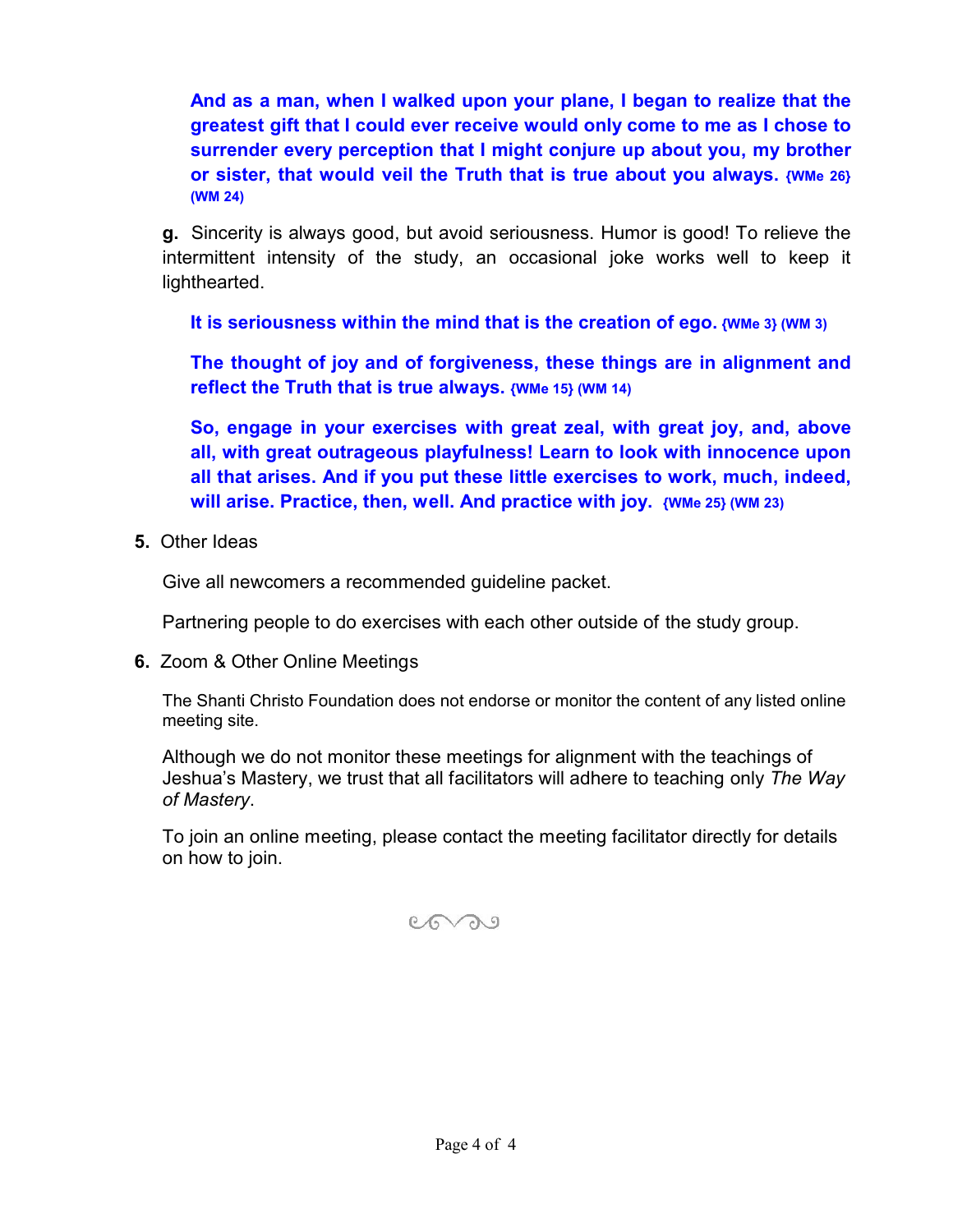**And as a man, when I walked upon your plane, I began to realize that the greatest gift that I could ever receive would only come to me as I chose to surrender every perception that I might conjure up about you, my brother or sister, that would veil the Truth that is true about you always.** {WMe 26} (WM 24)

**g.** Sincerity is always good, but avoid seriousness. Humor is good! To relieve the intermittent intensity of the study, an occasional joke works well to keep it lighthearted.

**It is seriousness within the mind that is the creation of ego.** {WMe 3} (WM 3)

**The thought of joy and of forgiveness, these things are in alignment and reflect the Truth that is true always.** {WMe 15} (WM 14)

**So, engage in your exercises with great zeal, with great joy, and, above all, with great outrageous playfulness! Learn to look with innocence upon all that arises. And if you put these little exercises to work, much, indeed, will arise. Practice, then, well. And practice with joy.** {WMe 25} (WM 23)

**5.** Other Ideas

Give all newcomers a recommended guideline packet.

Partnering people to do exercises with each other outside of the study group.

**6.** Zoom & Other Online Meetings

The Shanti Christo Foundation does not endorse or monitor the content of any listed online meeting site.

Although we do not monitor these meetings for alignment with the teachings of Jeshua's Mastery, we trust that all facilitators will adhere to teaching only *The Way of Mastery*.

To join an online meeting, please contact the meeting facilitator directly for details on how to join.